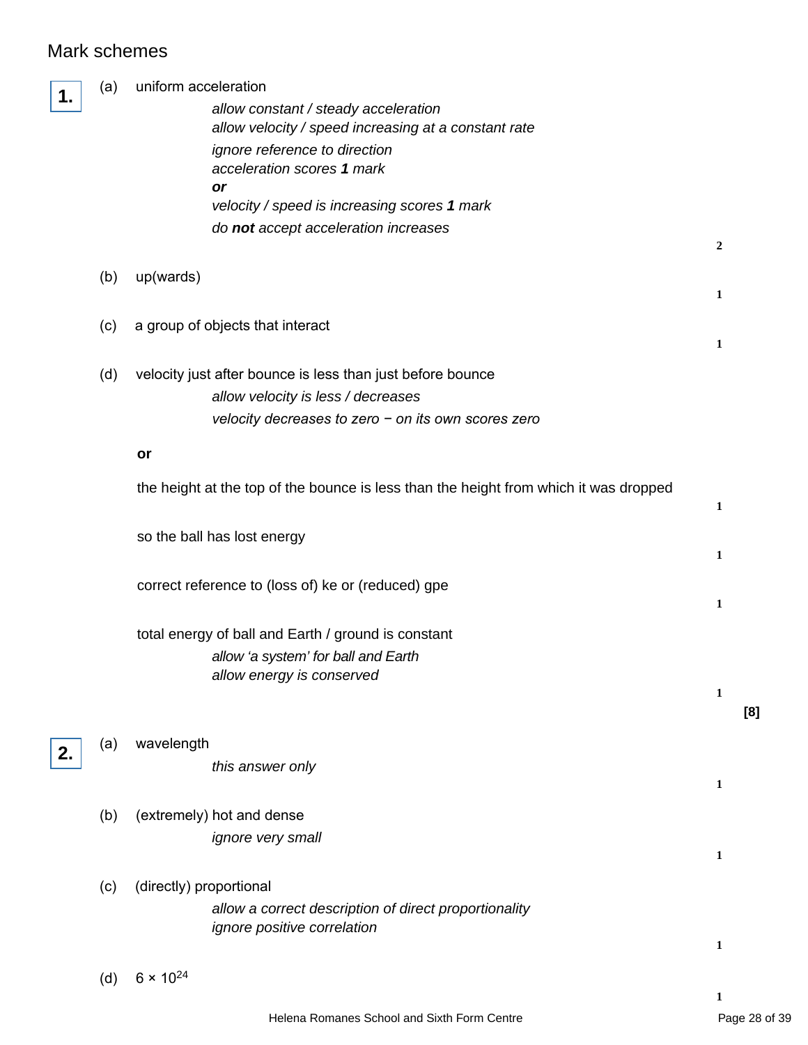## Mark schemes

**1.**

(a) uniform acceleration

*allow constant / steady acceleration*
*allow velocity / speed increasing at a constant rate*

*ignore reference to direction*
*acceleration scores **1** mark*
***or***
*velocity / speed is increasing scores **1** mark*

*do **not** accept acceleration increases*

**2**

(b) up(wards)

**1**

(c) a group of objects that interact

**1**

(d) velocity just after bounce is less than just before bounce

*allow velocity is less / decreases*

*velocity decreases to zero − on its own scores zero*

**or**

the height at the top of the bounce is less than the height from which it was dropped

**1**

so the ball has lost energy

**1**

correct reference to (loss of) ke or (reduced) gpe

**1**

total energy of ball and Earth / ground is constant

*allow 'a system' for ball and Earth*
*allow energy is conserved*

**1**

**[8]**

**2.**

(a) wavelength

*this answer only*

**1**

(b) (extremely) hot and dense

*ignore very small*

**1**

(c) (directly) proportional

*allow a correct description of direct proportionality*
*ignore positive correlation*

**1**

(d) $6 \times 10^{24}$

**1**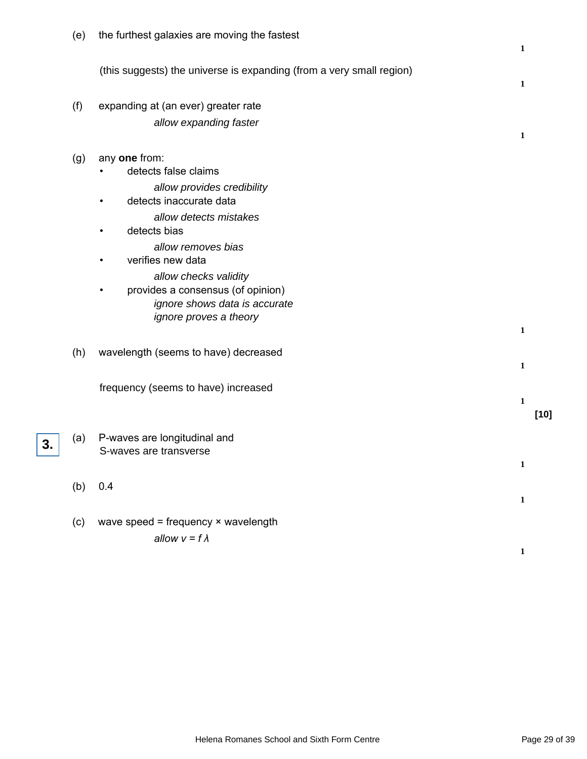(e) the furthest galaxies are moving the fastest

**1**

(this suggests) the universe is expanding (from a very small region)

**1**

(f) expanding at (an ever) greater rate

*allow expanding faster*

**1**

(g) any **one** from:

- detects false claims
  *allow provides credibility*
- detects inaccurate data
  *allow detects mistakes*
- detects bias
  *allow removes bias*
- verifies new data
  *allow checks validity*
- provides a consensus (of opinion)
  *ignore shows data is accurate*
  *ignore proves a theory*

**1**

(h) wavelength (seems to have) decreased

**1**

frequency (seems to have) increased

**1**

**[10]**

**3.** (a) P-waves are longitudinal and S-waves are transverse

**1**

(b) 0.4

**1**

(c) wave speed = frequency × wavelength

*allow* $v = f \lambda$

**1**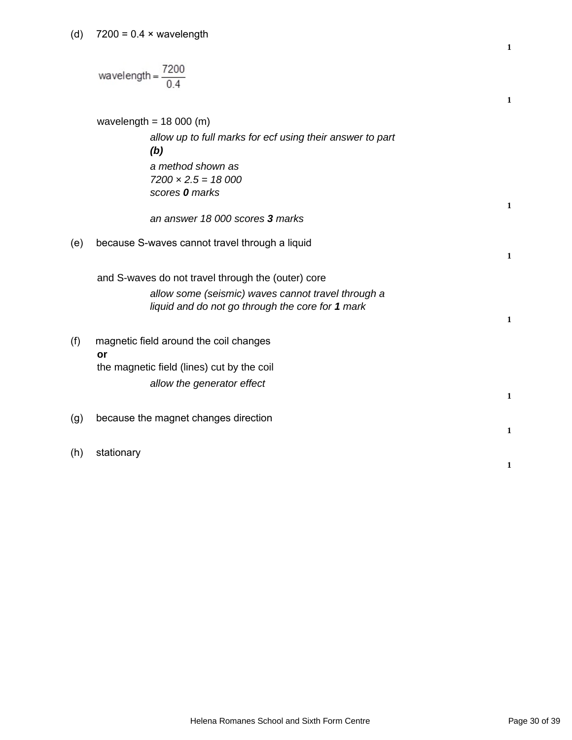(d) 7200 = 0.4 × wavelength

**1**

$$\text{wavelength} = \frac{7200}{0.4}$$

**1**

wavelength = 18 000 (m)

*allow up to full marks for ecf using their answer to part **(b)***

*a method shown as*
*7200 × 2.5 = 18 000*
*scores **0** marks*

**1**

*an answer 18 000 scores **3** marks*

(e) because S-waves cannot travel through a liquid

**1**

and S-waves do not travel through the (outer) core

*allow some (seismic) waves cannot travel through a liquid and do not go through the core for **1** mark*

**1**

(f) magnetic field around the coil changes
**or**
the magnetic field (lines) cut by the coil

*allow the generator effect*

**1**

(g) because the magnet changes direction

**1**

(h) stationary

**1**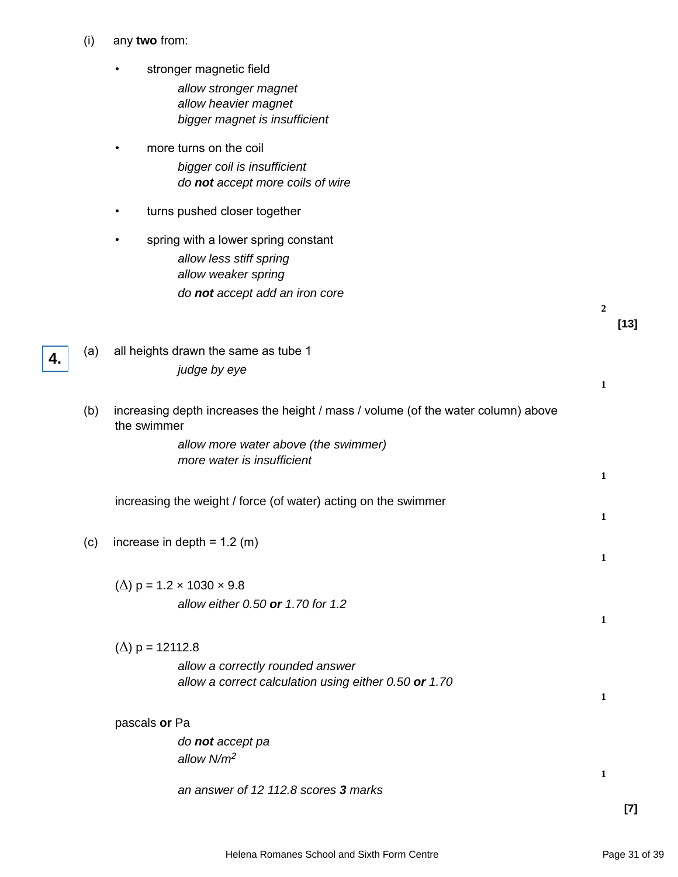(i) any **two** from:

- stronger magnetic field
  - *allow stronger magnet*
  - *allow heavier magnet*
  - *bigger magnet is insufficient*
- more turns on the coil
  - *bigger coil is insufficient*
  - *do **not** accept more coils of wire*
- turns pushed closer together
- spring with a lower spring constant
  - *allow less stiff spring*
  - *allow weaker spring*
  - *do **not** accept add an iron core*

2

**[13]**

**4.** (a) all heights drawn the same as tube 1

*judge by eye*

1

(b) increasing depth increases the height / mass / volume (of the water column) above the swimmer

*allow more water above (the swimmer)*
*more water is insufficient*

1

increasing the weight / force (of water) acting on the swimmer

1

(c) increase in depth = 1.2 (m)

1

$(\Delta)$ p = 1.2 × 1030 × 9.8

*allow either 0.50 **or** 1.70 for 1.2*

1

$(\Delta)$ p = 12112.8

*allow a correctly rounded answer*
*allow a correct calculation using either 0.50 **or** 1.70*

1

pascals **or** Pa

*do **not** accept pa*
*allow $N/m^2$*

1

*an answer of 12 112.8 scores **3** marks*

**[7]**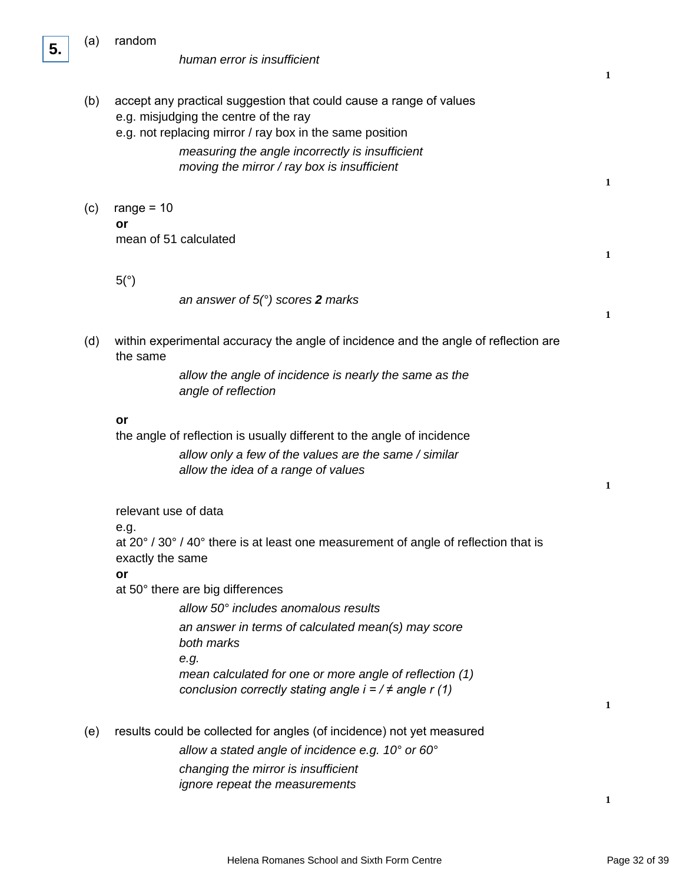**5.**

(a) random

*human error is insufficient*

**1**

(b) accept any practical suggestion that could cause a range of values
e.g. misjudging the centre of the ray
e.g. not replacing mirror / ray box in the same position

*measuring the angle incorrectly is insufficient*
*moving the mirror / ray box is insufficient*

**1**

(c) range = 10
**or**
mean of 51 calculated

**1**

5(°)

*an answer of 5(°) scores **2** marks*

**1**

(d) within experimental accuracy the angle of incidence and the angle of reflection are the same

*allow the angle of incidence is nearly the same as the angle of reflection*

**or**
the angle of reflection is usually different to the angle of incidence

*allow only a few of the values are the same / similar*
*allow the idea of a range of values*

**1**

relevant use of data
e.g.
at 20° / 30° / 40° there is at least one measurement of angle of reflection that is exactly the same
**or**
at 50° there are big differences

*allow 50° includes anomalous results*

*an answer in terms of calculated mean(s) may score both marks*
*e.g.*
*mean calculated for one or more angle of reflection (1)*
*conclusion correctly stating angle i = / ≠ angle r (1)*

**1**

(e) results could be collected for angles (of incidence) not yet measured

*allow a stated angle of incidence e.g. 10° or 60°*

*changing the mirror is insufficient*
*ignore repeat the measurements*

**1**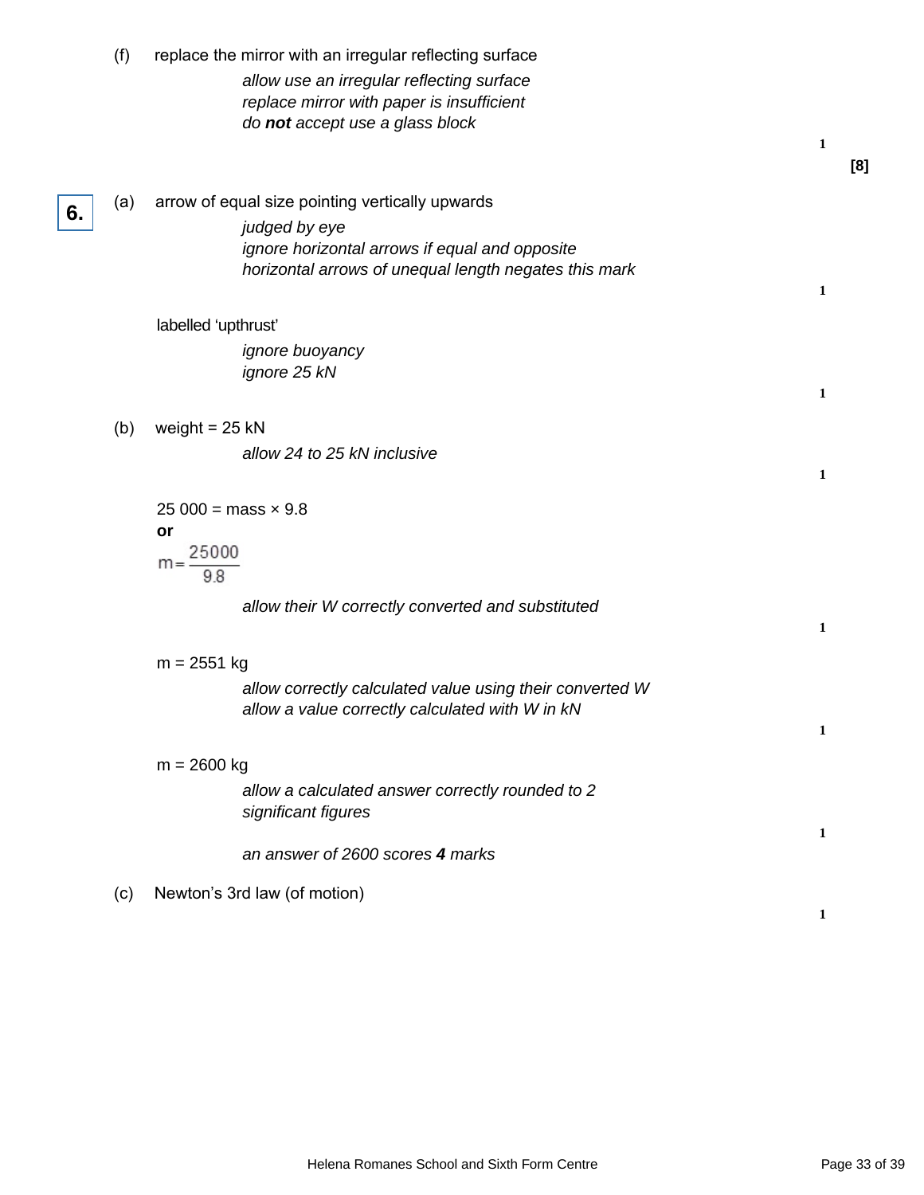(f) replace the mirror with an irregular reflecting surface

*allow use an irregular reflecting surface*
*replace mirror with paper is insufficient*
*do **not** accept use a glass block*

1

**[8]**

**6.** (a) arrow of equal size pointing vertically upwards

*judged by eye*
*ignore horizontal arrows if equal and opposite*
*horizontal arrows of unequal length negates this mark*

1

labelled 'upthrust'

*ignore buoyancy*
*ignore 25 kN*

1

(b) weight = 25 kN

*allow 24 to 25 kN inclusive*

1

25 000 = mass × 9.8
**or**

$$m = \frac{25000}{9.8}$$

*allow their W correctly converted and substituted*

1

m = 2551 kg

*allow correctly calculated value using their converted W*
*allow a value correctly calculated with W in kN*

1

m = 2600 kg

*allow a calculated answer correctly rounded to 2 significant figures*

1

*an answer of 2600 scores **4** marks*

(c) Newton's 3rd law (of motion)

1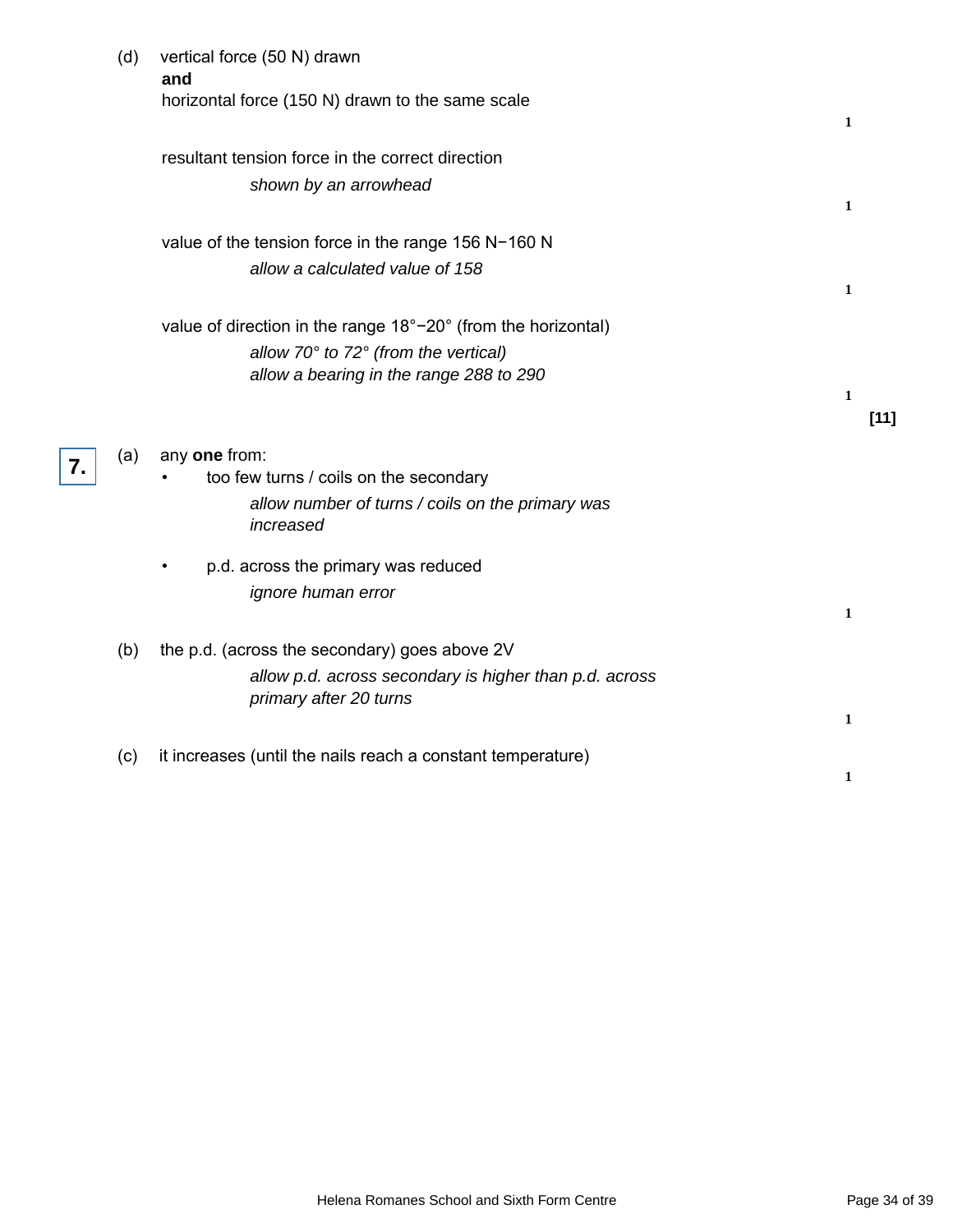(d) vertical force (50 N) drawn
**and**
horizontal force (150 N) drawn to the same scale

1

resultant tension force in the correct direction

*shown by an arrowhead*

1

value of the tension force in the range 156 N−160 N

*allow a calculated value of 158*

1

value of direction in the range 18°−20° (from the horizontal)

*allow 70° to 72° (from the vertical)*
*allow a bearing in the range 288 to 290*

1

**[11]**

## 7.

(a) any **one** from:

- too few turns / coils on the secondary

  *allow number of turns / coils on the primary was increased*

- p.d. across the primary was reduced

  *ignore human error*

1

(b) the p.d. (across the secondary) goes above 2V

*allow p.d. across secondary is higher than p.d. across primary after 20 turns*

1

(c) it increases (until the nails reach a constant temperature)

1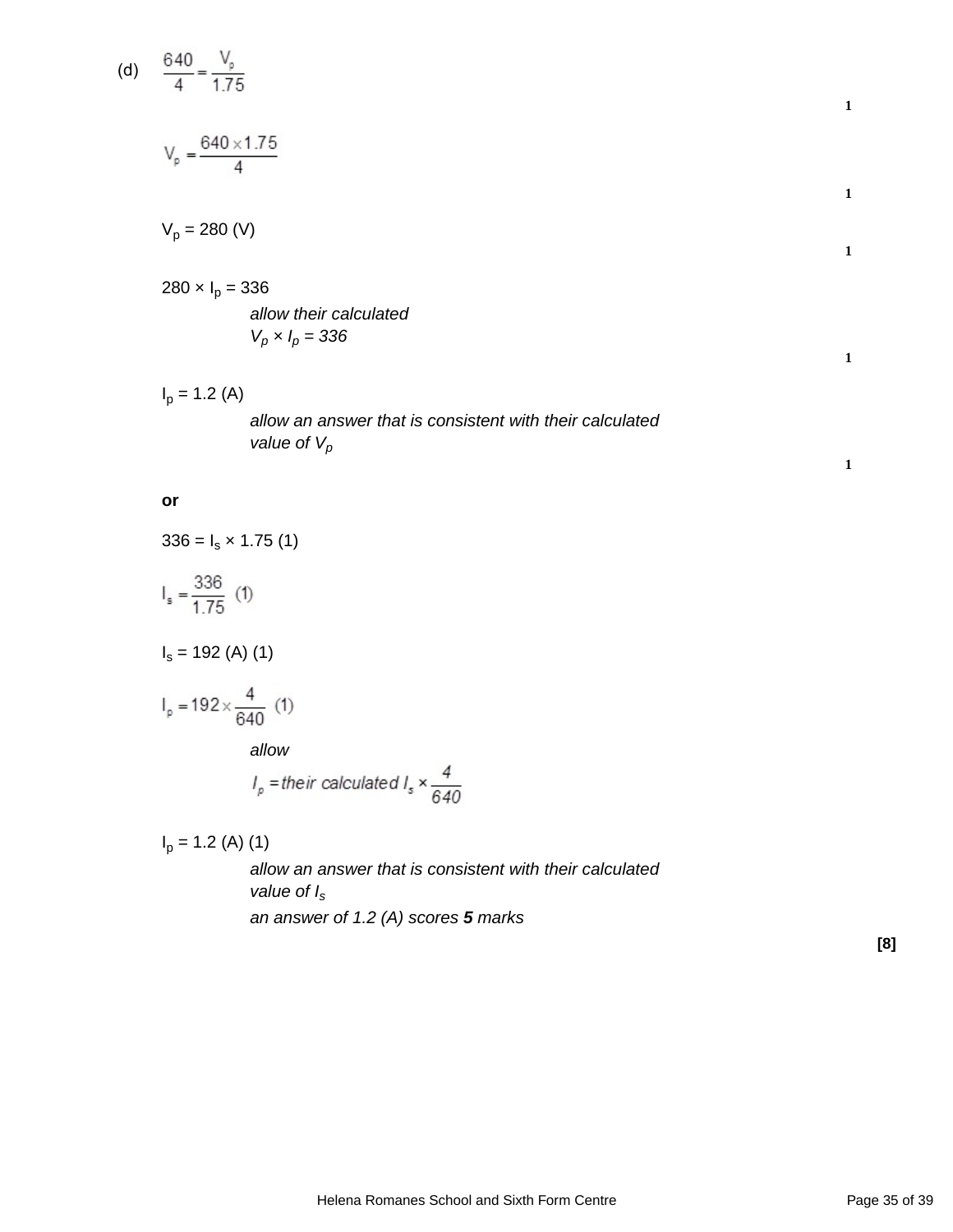(d) $\frac{640}{4} = \frac{V_p}{1.75}$

**1**

$V_p = \frac{640 \times 1.75}{4}$

**1**

$V_p = 280$ (V)

**1**

$280 \times I_p = 336$

*allow their calculated*
*$V_p \times I_p = 336$*

**1**

$I_p = 1.2$ (A)

*allow an answer that is consistent with their calculated value of $V_p$*

**1**

**or**

$336 = I_s \times 1.75$ (1)

$I_s = \frac{336}{1.75}$ (1)

$I_s = 192$ (A) (1)

$I_p = 192 \times \frac{4}{640}$ (1)

*allow*

*$I_p =$ their calculated $I_s \times \frac{4}{640}$*

$I_p = 1.2$ (A) (1)

*allow an answer that is consistent with their calculated value of $I_s$*

*an answer of 1.2 (A) scores **5** marks*

**[8]**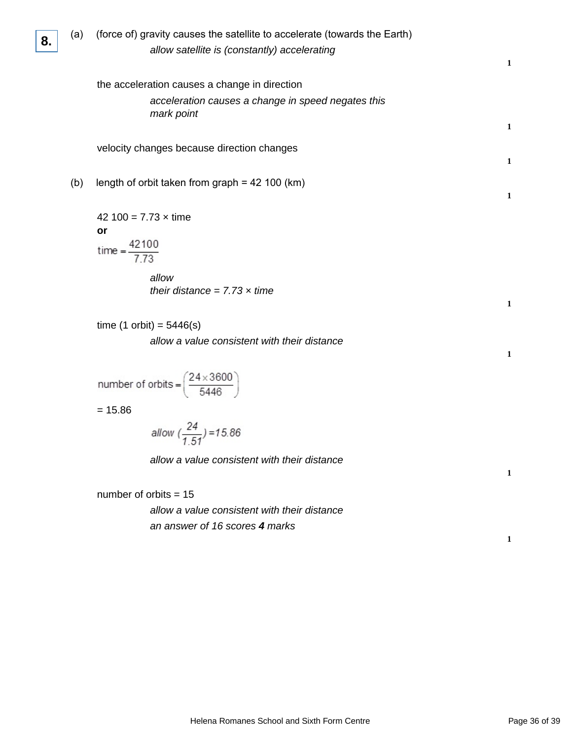**8.**

(a) (force of) gravity causes the satellite to accelerate (towards the Earth)

*allow satellite is (constantly) accelerating*

**1**

the acceleration causes a change in direction

*acceleration causes a change in speed negates this mark point*

**1**

velocity changes because direction changes

**1**

(b) length of orbit taken from graph = 42 100 (km)

**1**

42 100 = 7.73 × time

**or**

$$\text{time} = \frac{42100}{7.73}$$

*allow*
*their distance = 7.73 × time*

**1**

time (1 orbit) = 5446(s)

*allow a value consistent with their distance*

**1**

$$\text{number of orbits} = \left(\frac{24 \times 3600}{5446}\right)$$

= 15.86

*allow* $\left(\frac{24}{1.51}\right) = 15.86$

*allow a value consistent with their distance*

**1**

number of orbits = 15

*allow a value consistent with their distance*

*an answer of 16 scores **4** marks*

**1**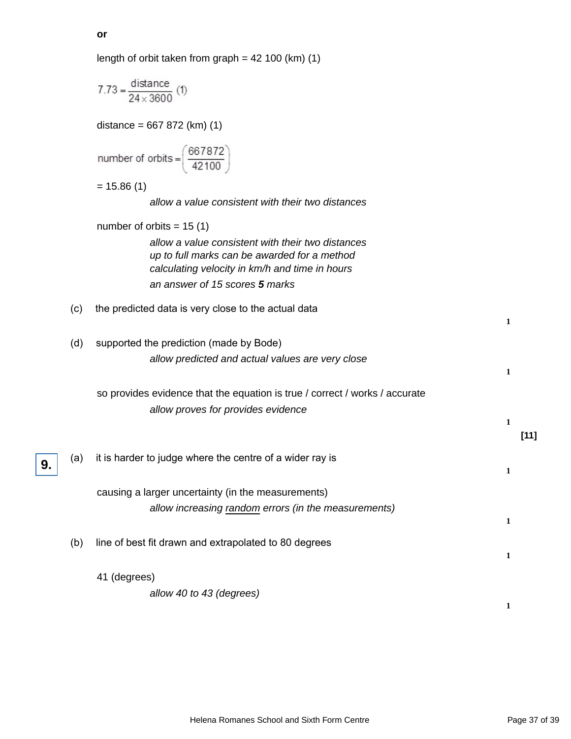**or**

length of orbit taken from graph = 42 100 (km) (1)

$7.73 = \dfrac{\text{distance}}{24 \times 3600}$ (1)

distance = 667 872 (km) (1)

$\text{number of orbits} = \left(\dfrac{667872}{42100}\right)$

= 15.86 (1)

*allow a value consistent with their two distances*

number of orbits = 15 (1)

*allow a value consistent with their two distances*
*up to full marks can be awarded for a method calculating velocity in km/h and time in hours*

*an answer of 15 scores **5** marks*

(c) the predicted data is very close to the actual data

1

(d) supported the prediction (made by Bode)

*allow predicted and actual values are very close*

1

so provides evidence that the equation is true / correct / works / accurate

*allow proves for provides evidence*

1

**[11]**

**9.** (a) it is harder to judge where the centre of a wider ray is

1

causing a larger uncertainty (in the measurements)

*allow increasing random errors (in the measurements)*

1

(b) line of best fit drawn and extrapolated to 80 degrees

1

41 (degrees)

*allow 40 to 43 (degrees)*

1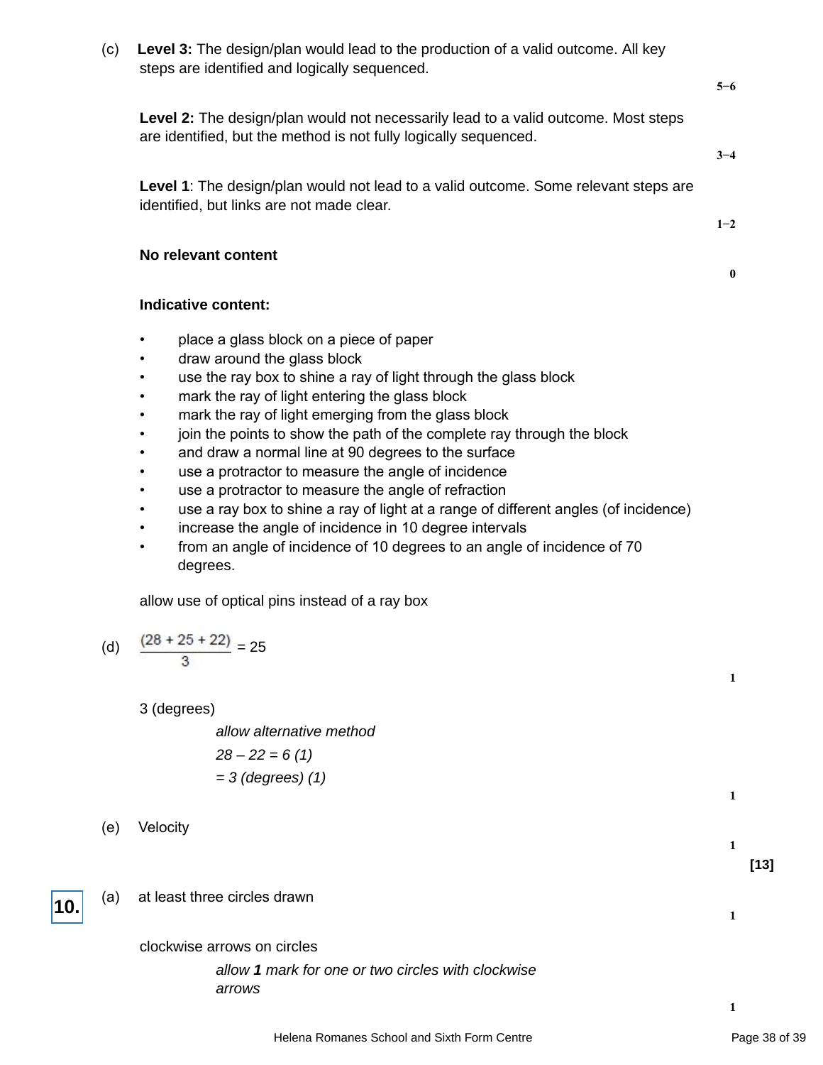(c) **Level 3:** The design/plan would lead to the production of a valid outcome. All key steps are identified and logically sequenced.

5−6

**Level 2:** The design/plan would not necessarily lead to a valid outcome. Most steps are identified, but the method is not fully logically sequenced.

3−4

**Level 1**: The design/plan would not lead to a valid outcome. Some relevant steps are identified, but links are not made clear.

1−2

**No relevant content**

0

**Indicative content:**

- place a glass block on a piece of paper
- draw around the glass block
- use the ray box to shine a ray of light through the glass block
- mark the ray of light entering the glass block
- mark the ray of light emerging from the glass block
- join the points to show the path of the complete ray through the block
- and draw a normal line at 90 degrees to the surface
- use a protractor to measure the angle of incidence
- use a protractor to measure the angle of refraction
- use a ray box to shine a ray of light at a range of different angles (of incidence)
- increase the angle of incidence in 10 degree intervals
- from an angle of incidence of 10 degrees to an angle of incidence of 70 degrees.

allow use of optical pins instead of a ray box

(d) $\frac{(28 + 25 + 22)}{3} = 25$

1

3 (degrees)

*allow alternative method*

*28 – 22 = 6 (1)*

*= 3 (degrees) (1)*

1

(e) Velocity

1

**[13]**

**10.** (a) at least three circles drawn

1

clockwise arrows on circles

*allow **1** mark for one or two circles with clockwise arrows*

1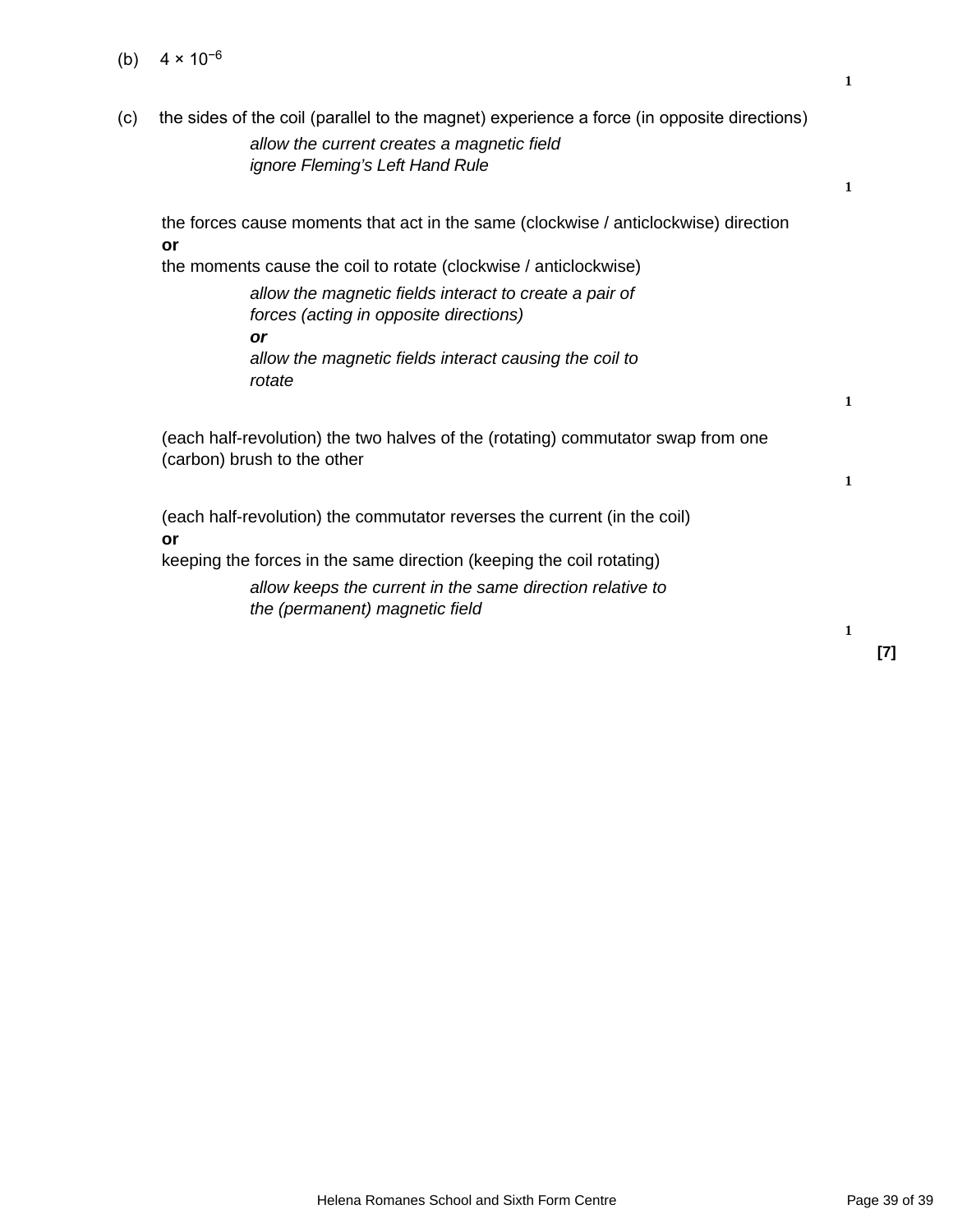(b) $4 \times 10^{-6}$

**1**

(c) the sides of the coil (parallel to the magnet) experience a force (in opposite directions)

*allow the current creates a magnetic field*
*ignore Fleming's Left Hand Rule*

**1**

the forces cause moments that act in the same (clockwise / anticlockwise) direction
**or**
the moments cause the coil to rotate (clockwise / anticlockwise)

*allow the magnetic fields interact to create a pair of forces (acting in opposite directions)*
***or***
*allow the magnetic fields interact causing the coil to rotate*

**1**

(each half-revolution) the two halves of the (rotating) commutator swap from one (carbon) brush to the other

**1**

(each half-revolution) the commutator reverses the current (in the coil)
**or**
keeping the forces in the same direction (keeping the coil rotating)

*allow keeps the current in the same direction relative to the (permanent) magnetic field*

**1**

**[7]**